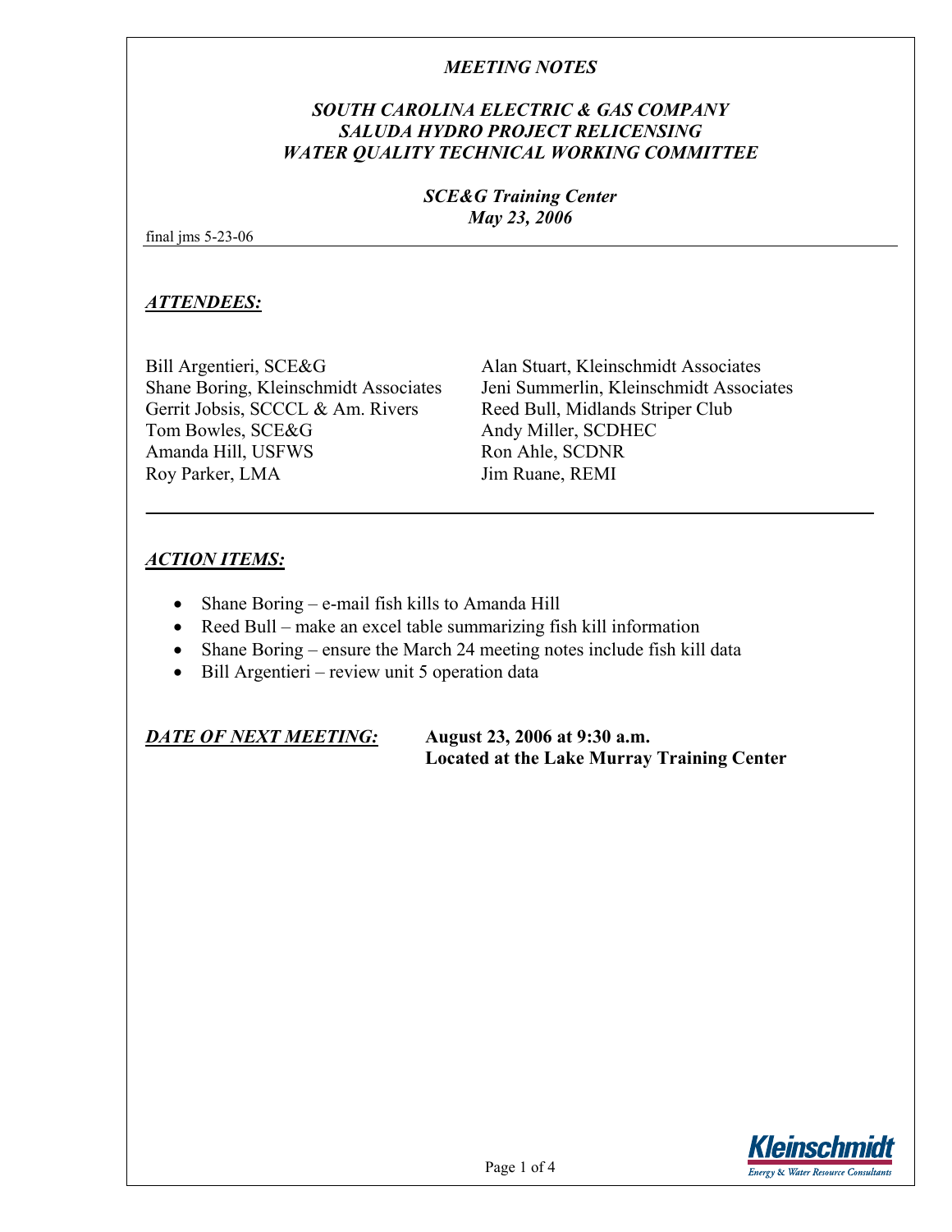*MEETING NOTES*

***SOUTH CAROLINA ELECTRIC & GAS COMPANY***
***SALUDA HYDRO PROJECT RELICENSING***
***WATER QUALITY TECHNICAL WORKING COMMITTEE***

***SCE&G Training Center***
***May 23, 2006***

final jms 5-23-06

---

## ***ATTENDEES:***

Bill Argentieri, SCE&G
Shane Boring, Kleinschmidt Associates
Gerrit Jobsis, SCCCL & Am. Rivers
Tom Bowles, SCE&G
Amanda Hill, USFWS
Roy Parker, LMA
Alan Stuart, Kleinschmidt Associates
Jeni Summerlin, Kleinschmidt Associates
Reed Bull, Midlands Striper Club
Andy Miller, SCDHEC
Ron Ahle, SCDNR
Jim Ruane, REMI

---

## ***ACTION ITEMS:***

- Shane Boring – e-mail fish kills to Amanda Hill
- Reed Bull – make an excel table summarizing fish kill information
- Shane Boring – ensure the March 24 meeting notes include fish kill data
- Bill Argentieri – review unit 5 operation data

***DATE OF NEXT MEETING:*** **August 23, 2006 at 9:30 a.m.**
**Located at the Lake Murray Training Center**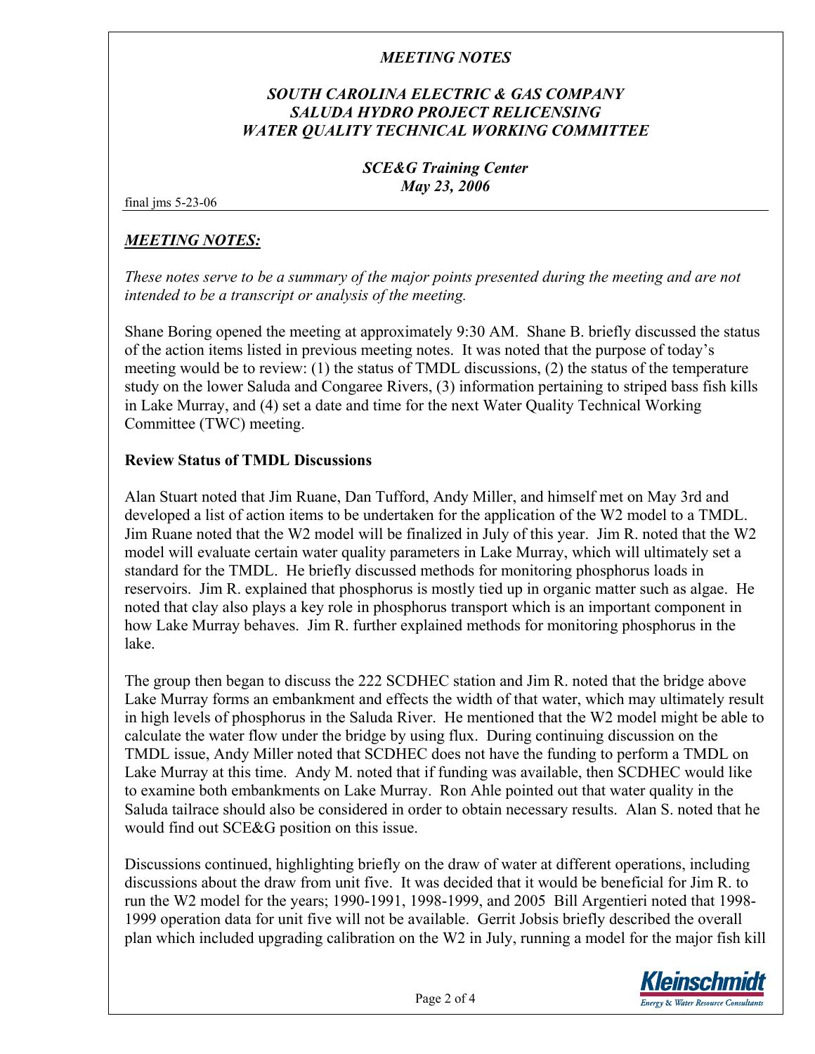*MEETING NOTES*

*SOUTH CAROLINA ELECTRIC & GAS COMPANY*
*SALUDA HYDRO PROJECT RELICENSING*
*WATER QUALITY TECHNICAL WORKING COMMITTEE*

*SCE&G Training Center*
*May 23, 2006*

final jms 5-23-06

## *MEETING NOTES:*

*These notes serve to be a summary of the major points presented during the meeting and are not intended to be a transcript or analysis of the meeting.*

Shane Boring opened the meeting at approximately 9:30 AM. Shane B. briefly discussed the status of the action items listed in previous meeting notes. It was noted that the purpose of today's meeting would be to review: (1) the status of TMDL discussions, (2) the status of the temperature study on the lower Saluda and Congaree Rivers, (3) information pertaining to striped bass fish kills in Lake Murray, and (4) set a date and time for the next Water Quality Technical Working Committee (TWC) meeting.

**Review Status of TMDL Discussions**

Alan Stuart noted that Jim Ruane, Dan Tufford, Andy Miller, and himself met on May 3rd and developed a list of action items to be undertaken for the application of the W2 model to a TMDL. Jim Ruane noted that the W2 model will be finalized in July of this year. Jim R. noted that the W2 model will evaluate certain water quality parameters in Lake Murray, which will ultimately set a standard for the TMDL. He briefly discussed methods for monitoring phosphorus loads in reservoirs. Jim R. explained that phosphorus is mostly tied up in organic matter such as algae. He noted that clay also plays a key role in phosphorus transport which is an important component in how Lake Murray behaves. Jim R. further explained methods for monitoring phosphorus in the lake.

The group then began to discuss the 222 SCDHEC station and Jim R. noted that the bridge above Lake Murray forms an embankment and effects the width of that water, which may ultimately result in high levels of phosphorus in the Saluda River. He mentioned that the W2 model might be able to calculate the water flow under the bridge by using flux. During continuing discussion on the TMDL issue, Andy Miller noted that SCDHEC does not have the funding to perform a TMDL on Lake Murray at this time. Andy M. noted that if funding was available, then SCDHEC would like to examine both embankments on Lake Murray. Ron Ahle pointed out that water quality in the Saluda tailrace should also be considered in order to obtain necessary results. Alan S. noted that he would find out SCE&G position on this issue.

Discussions continued, highlighting briefly on the draw of water at different operations, including discussions about the draw from unit five. It was decided that it would be beneficial for Jim R. to run the W2 model for the years; 1990-1991, 1998-1999, and 2005 Bill Argentieri noted that 1998-1999 operation data for unit five will not be available. Gerrit Jobsis briefly described the overall plan which included upgrading calibration on the W2 in July, running a model for the major fish kill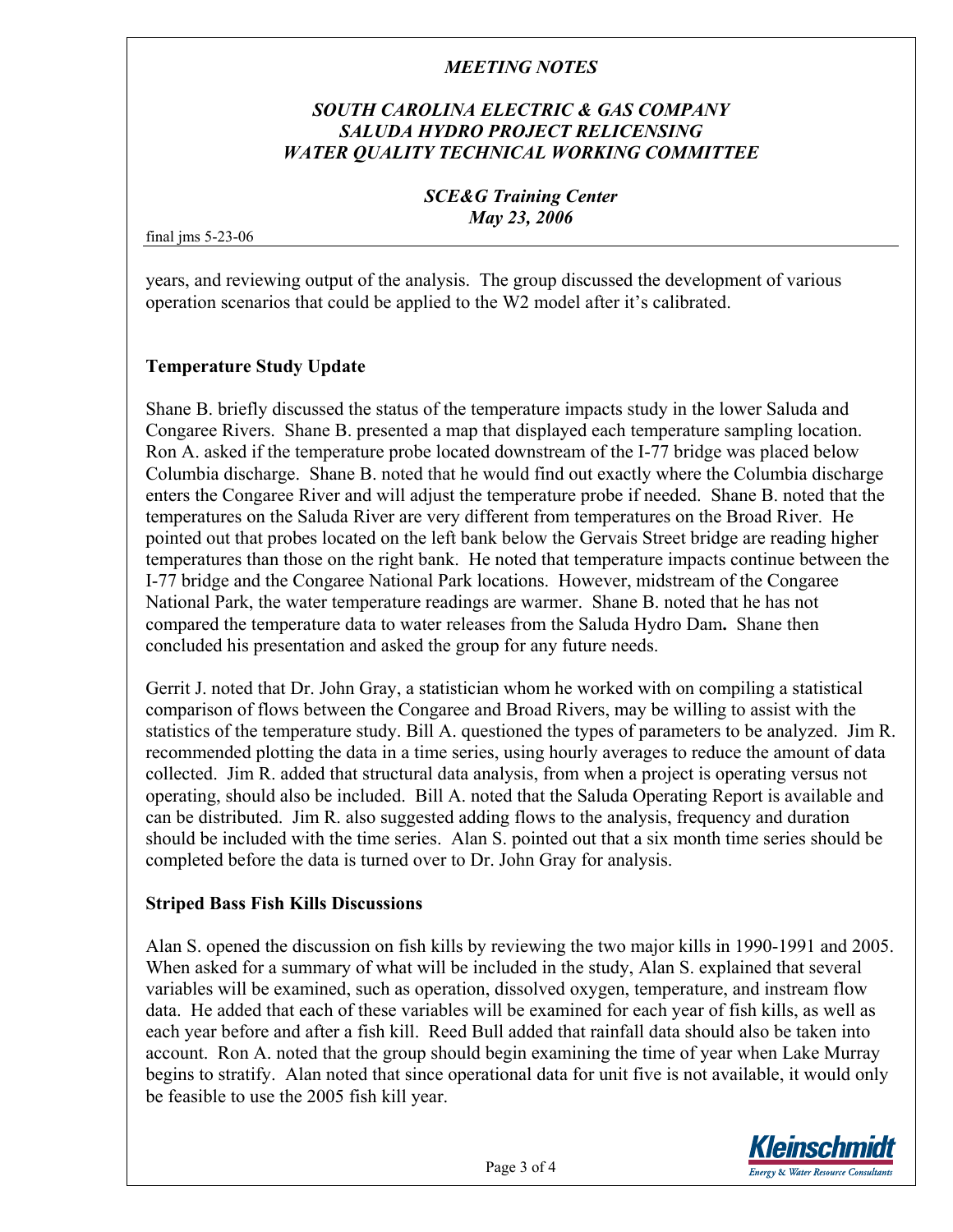years, and reviewing output of the analysis. The group discussed the development of various operation scenarios that could be applied to the W2 model after it's calibrated.

**Temperature Study Update**

Shane B. briefly discussed the status of the temperature impacts study in the lower Saluda and Congaree Rivers. Shane B. presented a map that displayed each temperature sampling location. Ron A. asked if the temperature probe located downstream of the I-77 bridge was placed below Columbia discharge. Shane B. noted that he would find out exactly where the Columbia discharge enters the Congaree River and will adjust the temperature probe if needed. Shane B. noted that the temperatures on the Saluda River are very different from temperatures on the Broad River. He pointed out that probes located on the left bank below the Gervais Street bridge are reading higher temperatures than those on the right bank. He noted that temperature impacts continue between the I-77 bridge and the Congaree National Park locations. However, midstream of the Congaree National Park, the water temperature readings are warmer. Shane B. noted that he has not compared the temperature data to water releases from the Saluda Hydro Dam**.** Shane then concluded his presentation and asked the group for any future needs.

Gerrit J. noted that Dr. John Gray, a statistician whom he worked with on compiling a statistical comparison of flows between the Congaree and Broad Rivers, may be willing to assist with the statistics of the temperature study. Bill A. questioned the types of parameters to be analyzed. Jim R. recommended plotting the data in a time series, using hourly averages to reduce the amount of data collected. Jim R. added that structural data analysis, from when a project is operating versus not operating, should also be included. Bill A. noted that the Saluda Operating Report is available and can be distributed. Jim R. also suggested adding flows to the analysis, frequency and duration should be included with the time series. Alan S. pointed out that a six month time series should be completed before the data is turned over to Dr. John Gray for analysis.

**Striped Bass Fish Kills Discussions**

Alan S. opened the discussion on fish kills by reviewing the two major kills in 1990-1991 and 2005. When asked for a summary of what will be included in the study, Alan S. explained that several variables will be examined, such as operation, dissolved oxygen, temperature, and instream flow data. He added that each of these variables will be examined for each year of fish kills, as well as each year before and after a fish kill. Reed Bull added that rainfall data should also be taken into account. Ron A. noted that the group should begin examining the time of year when Lake Murray begins to stratify. Alan noted that since operational data for unit five is not available, it would only be feasible to use the 2005 fish kill year.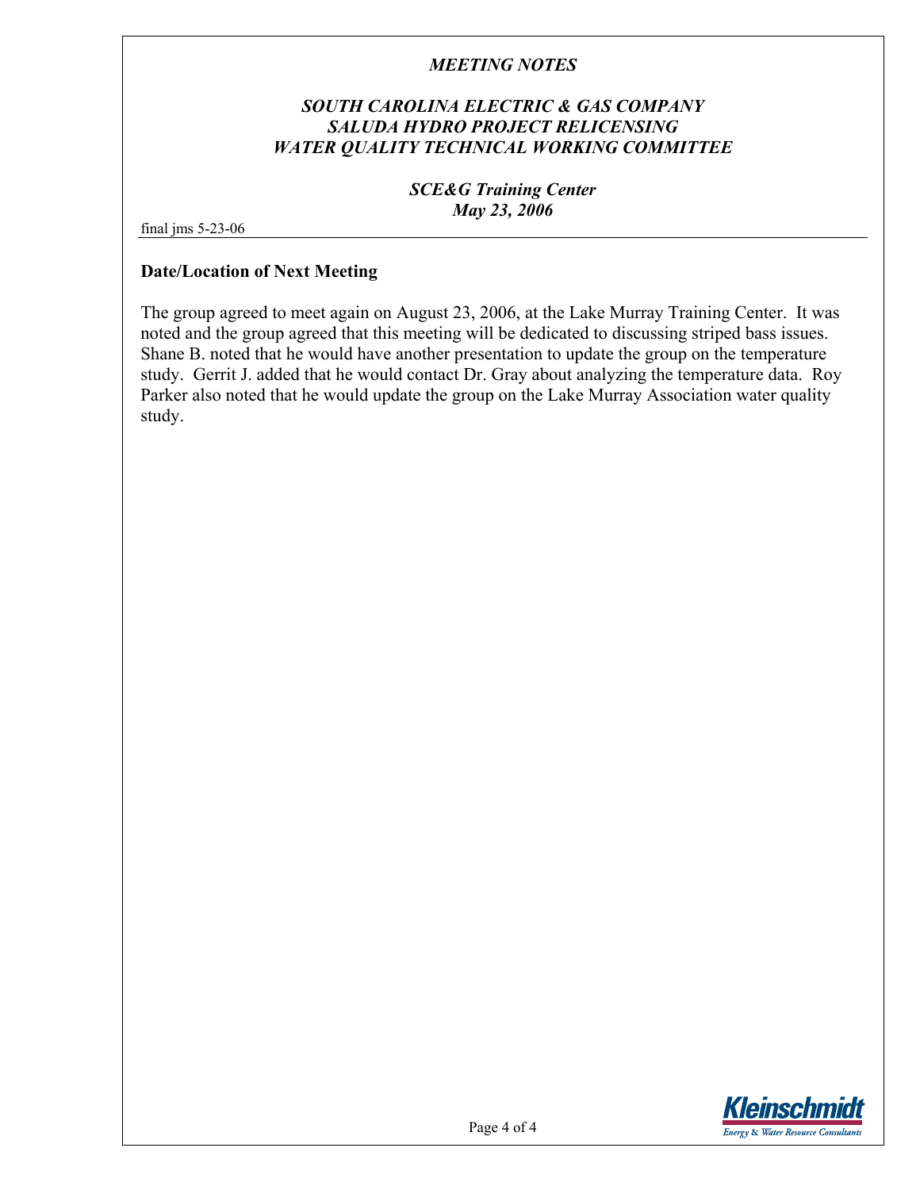## Date/Location of Next Meeting

The group agreed to meet again on August 23, 2006, at the Lake Murray Training Center. It was noted and the group agreed that this meeting will be dedicated to discussing striped bass issues. Shane B. noted that he would have another presentation to update the group on the temperature study. Gerrit J. added that he would contact Dr. Gray about analyzing the temperature data. Roy Parker also noted that he would update the group on the Lake Murray Association water quality study.